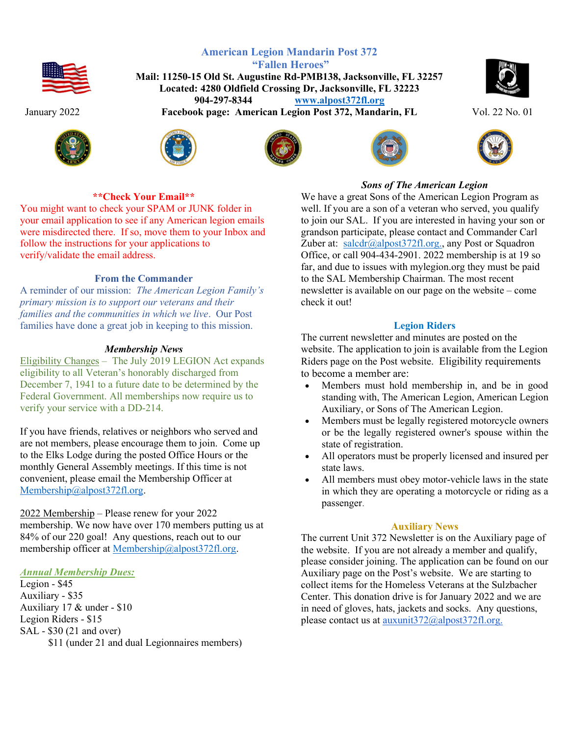# American Legion Mandarin Post 372
## "Fallen Heroes"

**Mail: 11250-15 Old St. Augustine Rd-PMB138, Jacksonville, FL 32257**
**Located: 4280 Oldfield Crossing Dr, Jacksonville, FL 32223**
**904-297-8344** [www.alpost372fl.org](http://www.alpost372fl.org)
**Facebook page: American Legion Post 372, Mandarin, FL**

January 2022 — Vol. 22 No. 01

### **Check Your Email**

You might want to check your SPAM or JUNK folder in your email application to see if any American legion emails were misdirected there. If so, move them to your Inbox and follow the instructions for your applications to verify/validate the email address.

### From the Commander

A reminder of our mission: *The American Legion Family's primary mission is to support our veterans and their families and the communities in which we live*. Our Post families have done a great job in keeping to this mission.

### *Membership News*

Eligibility Changes – The July 2019 LEGION Act expands eligibility to all Veteran's honorably discharged from December 7, 1941 to a future date to be determined by the Federal Government. All memberships now require us to verify your service with a DD-214.

If you have friends, relatives or neighbors who served and are not members, please encourage them to join. Come up to the Elks Lodge during the posted Office Hours or the monthly General Assembly meetings. If this time is not convenient, please email the Membership Officer at Membership@alpost372fl.org.

2022 Membership – Please renew for your 2022 membership. We now have over 170 members putting us at 84% of our 220 goal! Any questions, reach out to our membership officer at Membership@alpost372fl.org.

***Annual Membership Dues:***

Legion - $45
Auxiliary - $35
Auxiliary 17 & under - $10
Legion Riders - $15
SAL - $30 (21 and over)
$11 (under 21 and dual Legionnaires members)

### *Sons of The American Legion*

We have a great Sons of the American Legion Program as well. If you are a son of a veteran who served, you qualify to join our SAL. If you are interested in having your son or grandson participate, please contact and Commander Carl Zuber at: salcdr@alpost372fl.org., any Post or Squadron Office, or call 904-434-2901. 2022 membership is at 19 so far, and due to issues with mylegion.org they must be paid to the SAL Membership Chairman. The most recent newsletter is available on our page on the website – come check it out!

### Legion Riders

The current newsletter and minutes are posted on the website. The application to join is available from the Legion Riders page on the Post website. Eligibility requirements to become a member are:

- Members must hold membership in, and be in good standing with, The American Legion, American Legion Auxiliary, or Sons of The American Legion.
- Members must be legally registered motorcycle owners or be the legally registered owner's spouse within the state of registration.
- All operators must be properly licensed and insured per state laws.
- All members must obey motor-vehicle laws in the state in which they are operating a motorcycle or riding as a passenger.

### Auxiliary News

The current Unit 372 Newsletter is on the Auxiliary page of the website. If you are not already a member and qualify, please consider joining. The application can be found on our Auxiliary page on the Post's website. We are starting to collect items for the Homeless Veterans at the Sulzbacher Center. This donation drive is for January 2022 and we are in need of gloves, hats, jackets and socks. Any questions, please contact us at auxunit372@alpost372fl.org.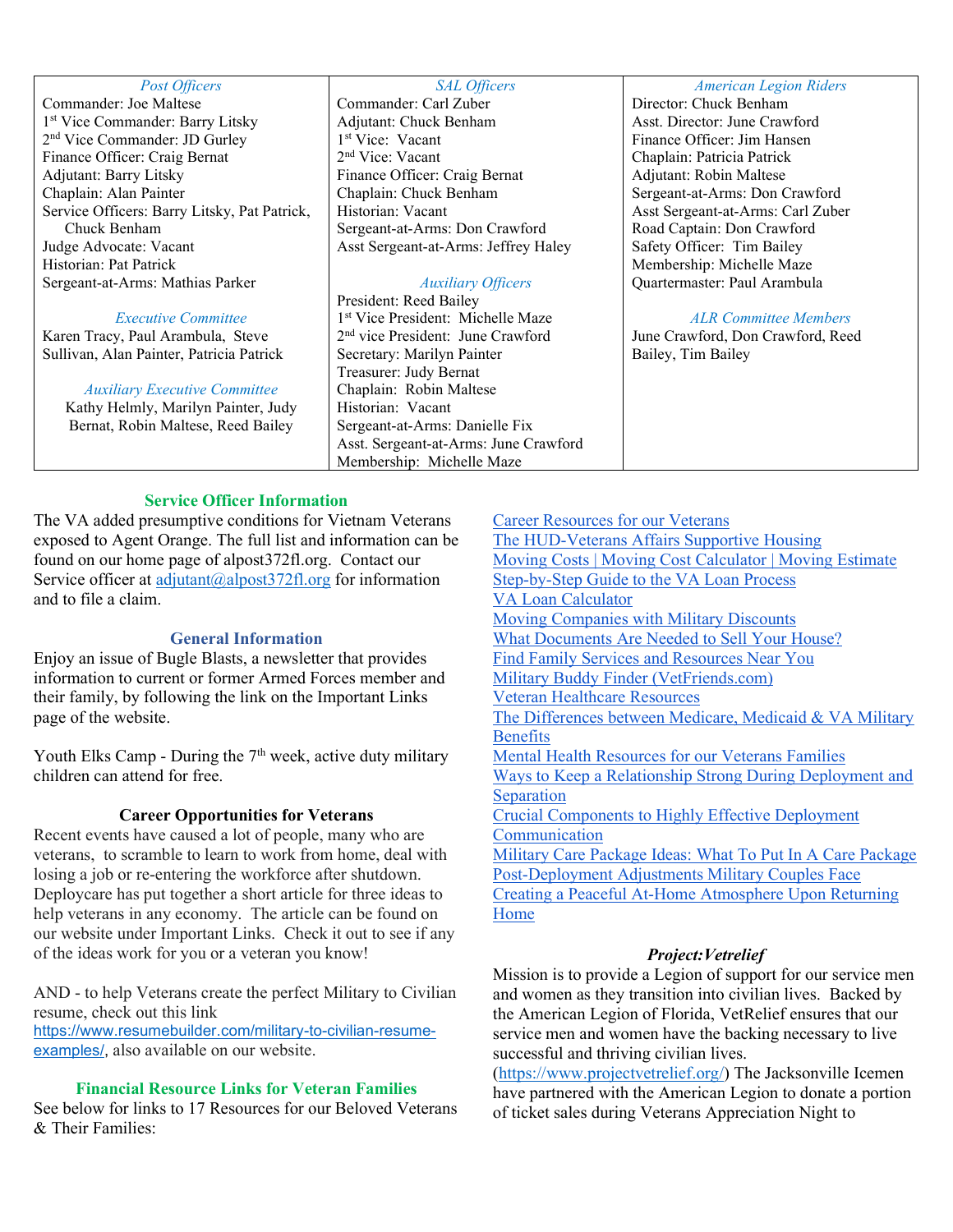| *Post Officers* | *SAL Officers* | *American Legion Riders* |
|---|---|---|
| Commander: Joe Maltese<br>1st Vice Commander: Barry Litsky<br>2nd Vice Commander: JD Gurley<br>Finance Officer: Craig Bernat<br>Adjutant: Barry Litsky<br>Chaplain: Alan Painter<br>Service Officers: Barry Litsky, Pat Patrick, Chuck Benham<br>Judge Advocate: Vacant<br>Historian: Pat Patrick<br>Sergeant-at-Arms: Mathias Parker<br><br>*Executive Committee*<br>Karen Tracy, Paul Arambula, Steve Sullivan, Alan Painter, Patricia Patrick<br><br>*Auxiliary Executive Committee*<br>Kathy Helmly, Marilyn Painter, Judy Bernat, Robin Maltese, Reed Bailey | Commander: Carl Zuber<br>Adjutant: Chuck Benham<br>1st Vice: Vacant<br>2nd Vice: Vacant<br>Finance Officer: Craig Bernat<br>Chaplain: Chuck Benham<br>Historian: Vacant<br>Sergeant-at-Arms: Don Crawford<br>Asst Sergeant-at-Arms: Jeffrey Haley<br><br>*Auxiliary Officers*<br>President: Reed Bailey<br>1st Vice President: Michelle Maze<br>2nd vice President: June Crawford<br>Secretary: Marilyn Painter<br>Treasurer: Judy Bernat<br>Chaplain: Robin Maltese<br>Historian: Vacant<br>Sergeant-at-Arms: Danielle Fix<br>Asst. Sergeant-at-Arms: June Crawford<br>Membership: Michelle Maze | Director: Chuck Benham<br>Asst. Director: June Crawford<br>Finance Officer: Jim Hansen<br>Chaplain: Patricia Patrick<br>Adjutant: Robin Maltese<br>Sergeant-at-Arms: Don Crawford<br>Asst Sergeant-at-Arms: Carl Zuber<br>Road Captain: Don Crawford<br>Safety Officer: Tim Bailey<br>Membership: Michelle Maze<br>Quartermaster: Paul Arambula<br><br>*ALR Committee Members*<br>June Crawford, Don Crawford, Reed Bailey, Tim Bailey |

## Service Officer Information

The VA added presumptive conditions for Vietnam Veterans exposed to Agent Orange. The full list and information can be found on our home page of alpost372fl.org. Contact our Service officer at adjutant@alpost372fl.org for information and to file a claim.

## General Information

Enjoy an issue of Bugle Blasts, a newsletter that provides information to current or former Armed Forces member and their family, by following the link on the Important Links page of the website.

Youth Elks Camp - During the 7th week, active duty military children can attend for free.

## Career Opportunities for Veterans

Recent events have caused a lot of people, many who are veterans, to scramble to learn to work from home, deal with losing a job or re-entering the workforce after shutdown. Deploycare has put together a short article for three ideas to help veterans in any economy. The article can be found on our website under Important Links. Check it out to see if any of the ideas work for you or a veteran you know!

AND - to help Veterans create the perfect Military to Civilian resume, check out this link https://www.resumebuilder.com/military-to-civilian-resume-examples/, also available on our website.

## Financial Resource Links for Veteran Families

See below for links to 17 Resources for our Beloved Veterans & Their Families:

- Career Resources for our Veterans
- The HUD-Veterans Affairs Supportive Housing
- Moving Costs | Moving Cost Calculator | Moving Estimate
- Step-by-Step Guide to the VA Loan Process
- VA Loan Calculator
- Moving Companies with Military Discounts
- What Documents Are Needed to Sell Your House?
- Find Family Services and Resources Near You
- Military Buddy Finder (VetFriends.com)
- Veteran Healthcare Resources
- The Differences between Medicare, Medicaid & VA Military Benefits
- Mental Health Resources for our Veterans Families
- Ways to Keep a Relationship Strong During Deployment and Separation
- Crucial Components to Highly Effective Deployment Communication
- Military Care Package Ideas: What To Put In A Care Package
- Post-Deployment Adjustments Military Couples Face
- Creating a Peaceful At-Home Atmosphere Upon Returning Home

## *Project:Vetrelief*

Mission is to provide a Legion of support for our service men and women as they transition into civilian lives. Backed by the American Legion of Florida, VetRelief ensures that our service men and women have the backing necessary to live successful and thriving civilian lives. (https://www.projectvetrelief.org/) The Jacksonville Icemen have partnered with the American Legion to donate a portion of ticket sales during Veterans Appreciation Night to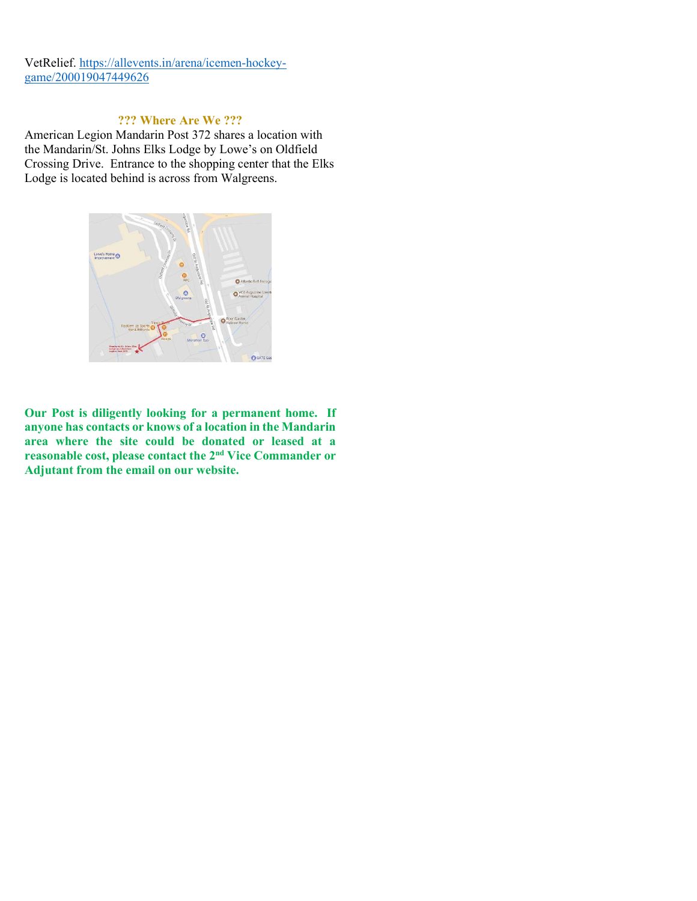VetRelief. https://allevents.in/arena/icemen-hockey-game/200019047449626

### ??? Where Are We ???

American Legion Mandarin Post 372 shares a location with the Mandarin/St. Johns Elks Lodge by Lowe's on Oldfield Crossing Drive. Entrance to the shopping center that the Elks Lodge is located behind is across from Walgreens.

**Our Post is diligently looking for a permanent home. If anyone has contacts or knows of a location in the Mandarin area where the site could be donated or leased at a reasonable cost, please contact the 2nd Vice Commander or Adjutant from the email on our website.**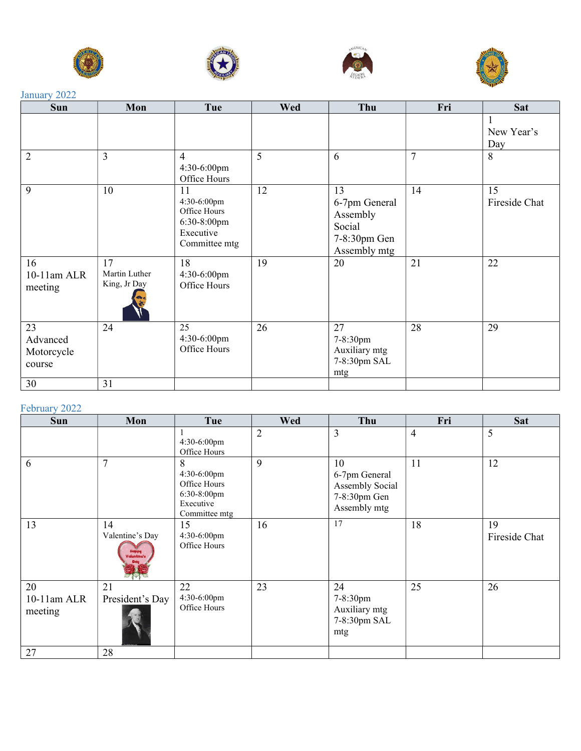January 2022

| Sun | Mon | Tue | Wed | Thu | Fri | Sat |
|---|---|---|---|---|---|---|
| | | | | | | 1 New Year's Day |
| 2 | 3 | 4 4:30-6:00pm Office Hours | 5 | 6 | 7 | 8 |
| 9 | 10 | 11 4:30-6:00pm Office Hours 6:30-8:00pm Executive Committee mtg | 12 | 13 6-7pm General Assembly Social 7-8:30pm Gen Assembly mtg | 14 | 15 Fireside Chat |
| 16 10-11am ALR meeting | 17 Martin Luther King, Jr Day | 18 4:30-6:00pm Office Hours | 19 | 20 | 21 | 22 |
| 23 Advanced Motorcycle course | 24 | 25 4:30-6:00pm Office Hours | 26 | 27 7-8:30pm Auxiliary mtg 7-8:30pm SAL mtg | 28 | 29 |
| 30 | 31 | | | | | |

February 2022

| Sun | Mon | Tue | Wed | Thu | Fri | Sat |
|---|---|---|---|---|---|---|
| | | 1 4:30-6:00pm Office Hours | 2 | 3 | 4 | 5 |
| 6 | 7 | 8 4:30-6:00pm Office Hours 6:30-8:00pm Executive Committee mtg | 9 | 10 6-7pm General Assembly Social 7-8:30pm Gen Assembly mtg | 11 | 12 |
| 13 | 14 Valentine's Day | 15 4:30-6:00pm Office Hours | 16 | 17 | 18 | 19 Fireside Chat |
| 20 10-11am ALR meeting | 21 President's Day | 22 4:30-6:00pm Office Hours | 23 | 24 7-8:30pm Auxiliary mtg 7-8:30pm SAL mtg | 25 | 26 |
| 27 | 28 | | | | | |